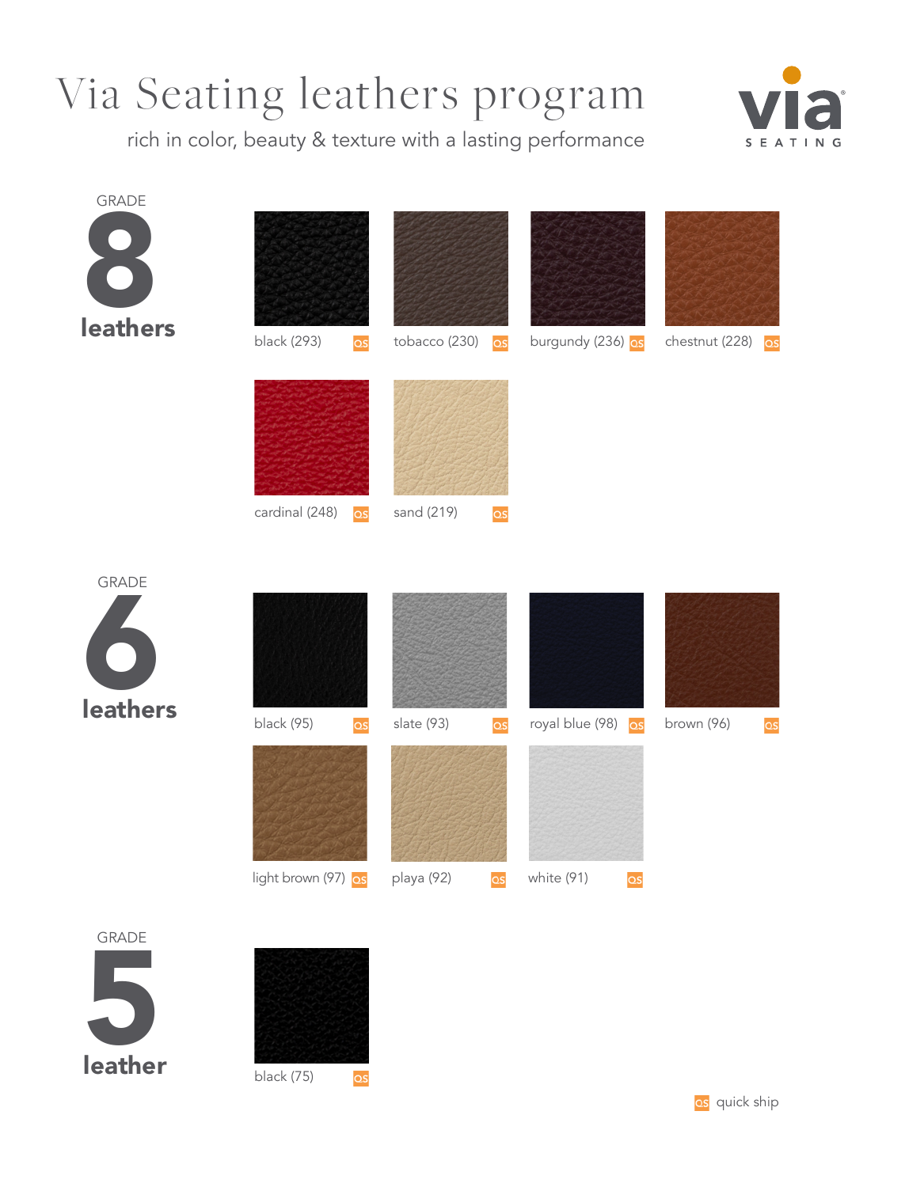# Via Seating leathers program

rich in color, beauty & texture with a lasting performance

via SEATING

## GRADE 8 leathers

- black (293) QS
- tobacco (230) QS
- burgundy (236) QS
- chestnut (228) QS
- cardinal (248) QS
- sand (219) QS

## GRADE 6 leathers

- black (95) QS
- slate (93) QS
- royal blue (98) QS
- brown (96) QS
- light brown (97) QS
- playa (92) QS
- white (91) QS

## GRADE 5 leather

- black (75) QS

QS quick ship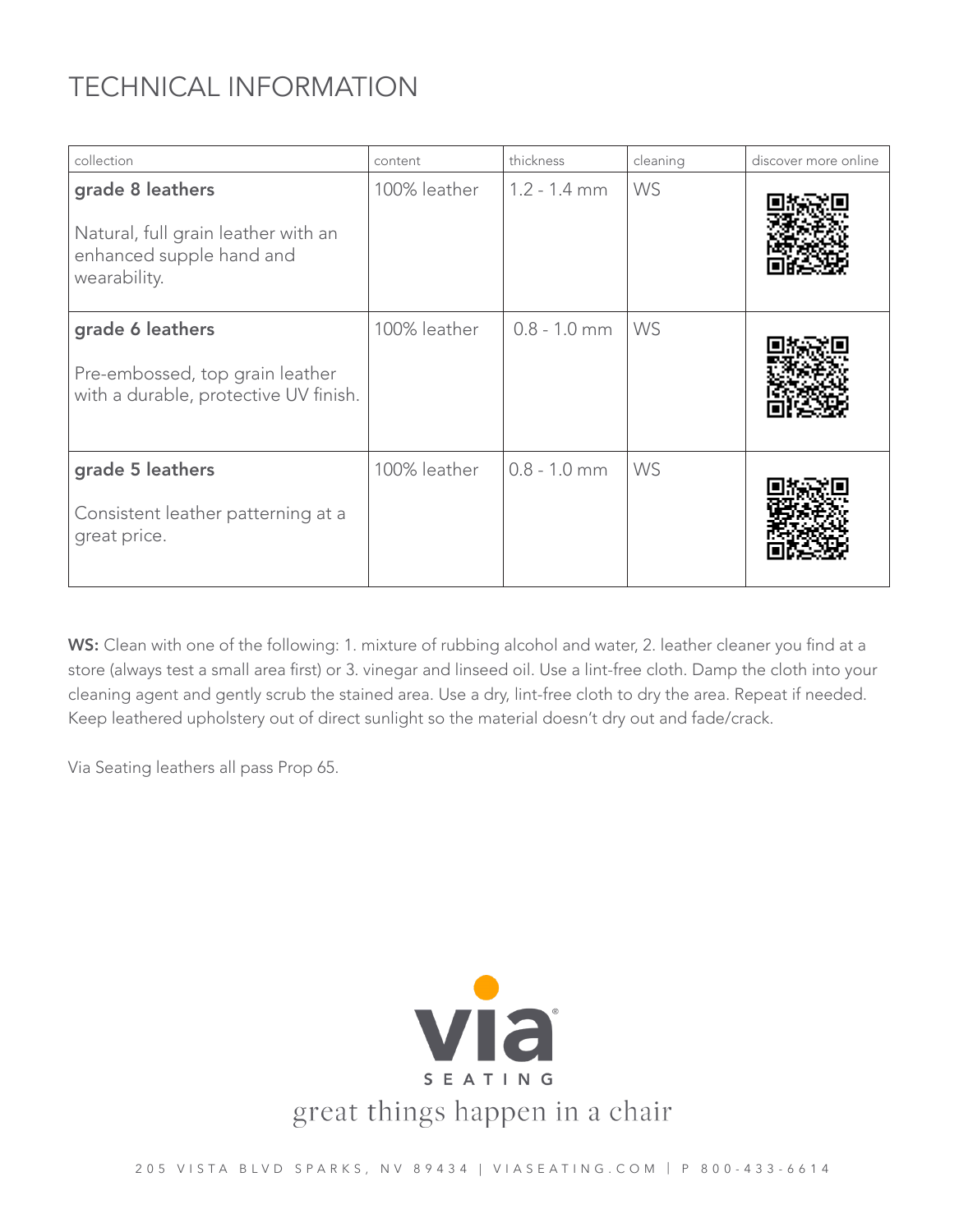# TECHNICAL INFORMATION

| collection | content | thickness | cleaning | discover more online |
|---|---|---|---|---|
| **grade 8 leathers**<br><br>Natural, full grain leather with an enhanced supple hand and wearability. | 100% leather | 1.2 - 1.4 mm | WS | |
| **grade 6 leathers**<br><br>Pre-embossed, top grain leather with a durable, protective UV finish. | 100% leather | 0.8 - 1.0 mm | WS | |
| **grade 5 leathers**<br><br>Consistent leather patterning at a great price. | 100% leather | 0.8 - 1.0 mm | WS | |

**WS:** Clean with one of the following: 1. mixture of rubbing alcohol and water, 2. leather cleaner you find at a store (always test a small area first) or 3. vinegar and linseed oil. Use a lint-free cloth. Damp the cloth into your cleaning agent and gently scrub the stained area. Use a dry, lint-free cloth to dry the area. Repeat if needed. Keep leathered upholstery out of direct sunlight so the material doesn't dry out and fade/crack.

Via Seating leathers all pass Prop 65.

via® SEATING

great things happen in a chair

205 VISTA BLVD SPARKS, NV 89434 | VIASEATING.COM | P 800-433-6614